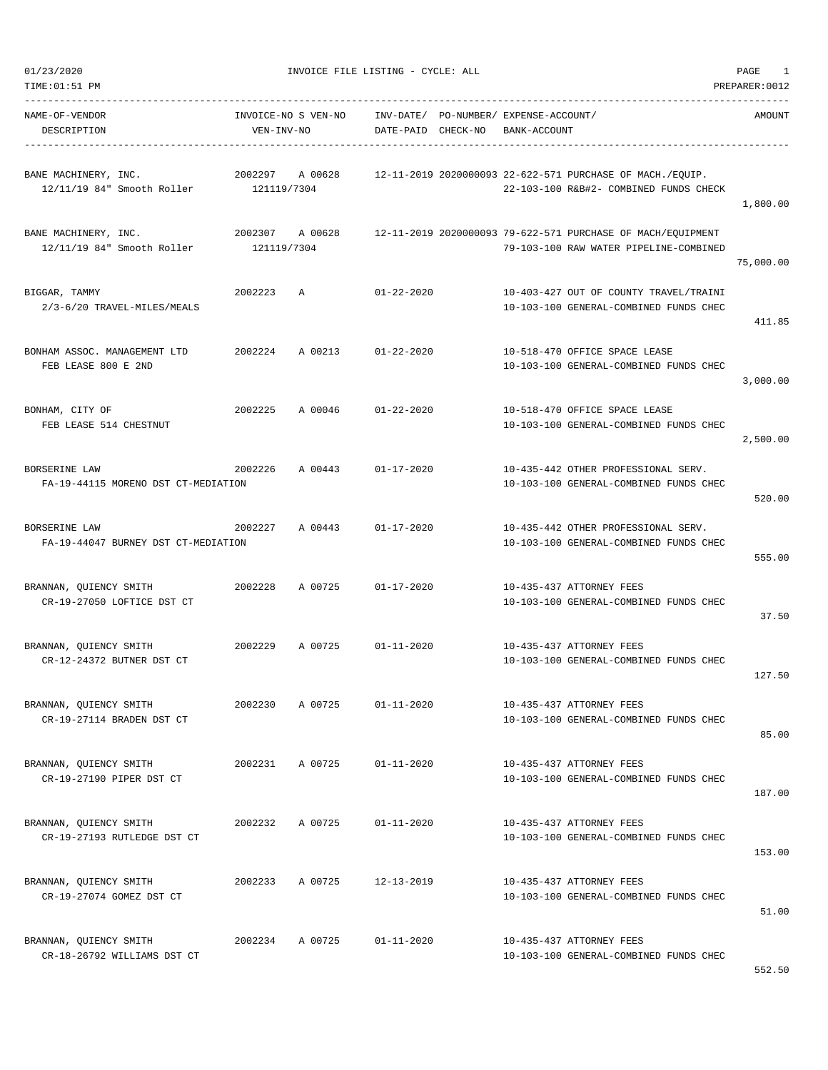01/23/2020 INVOICE FILE LISTING - CYCLE: ALL

TIME:01:51 PM PREPARER:0012

| NAME-OF-VENDOR / DESCRIPTION | INVOICE-NO | S | VEN-NO / VEN-INV-NO | INV-DATE/ DATE-PAID | PO-NUMBER/ CHECK-NO | EXPENSE-ACCOUNT/ BANK-ACCOUNT | AMOUNT |
|---|---|---|---|---|---|---|---|
| BANE MACHINERY, INC.<br>12/11/19 84" Smooth Roller | 2002297 | A | 00628<br>121119/7304 | 12-11-2019 | 2020000093 | 22-622-571 PURCHASE OF MACH./EQUIP.<br>22-103-100 R&B#2- COMBINED FUNDS CHECK | 1,800.00 |
| BANE MACHINERY, INC.<br>12/11/19 84" Smooth Roller | 2002307 | A | 00628<br>121119/7304 | 12-11-2019 | 2020000093 | 79-622-571 PURCHASE OF MACH/EQUIPMENT<br>79-103-100 RAW WATER PIPELINE-COMBINED | 75,000.00 |
| BIGGAR, TAMMY<br>2/3-6/20 TRAVEL-MILES/MEALS | 2002223 | A | | 01-22-2020 | | 10-403-427 OUT OF COUNTY TRAVEL/TRAINI<br>10-103-100 GENERAL-COMBINED FUNDS CHEC | 411.85 |
| BONHAM ASSOC. MANAGEMENT LTD<br>FEB LEASE 800 E 2ND | 2002224 | A | 00213 | 01-22-2020 | | 10-518-470 OFFICE SPACE LEASE<br>10-103-100 GENERAL-COMBINED FUNDS CHEC | 3,000.00 |
| BONHAM, CITY OF<br>FEB LEASE 514 CHESTNUT | 2002225 | A | 00046 | 01-22-2020 | | 10-518-470 OFFICE SPACE LEASE<br>10-103-100 GENERAL-COMBINED FUNDS CHEC | 2,500.00 |
| BORSERINE LAW<br>FA-19-44115 MORENO DST CT-MEDIATION | 2002226 | A | 00443 | 01-17-2020 | | 10-435-442 OTHER PROFESSIONAL SERV.<br>10-103-100 GENERAL-COMBINED FUNDS CHEC | 520.00 |
| BORSERINE LAW<br>FA-19-44047 BURNEY DST CT-MEDIATION | 2002227 | A | 00443 | 01-17-2020 | | 10-435-442 OTHER PROFESSIONAL SERV.<br>10-103-100 GENERAL-COMBINED FUNDS CHEC | 555.00 |
| BRANNAN, QUIENCY SMITH<br>CR-19-27050 LOFTICE DST CT | 2002228 | A | 00725 | 01-17-2020 | | 10-435-437 ATTORNEY FEES<br>10-103-100 GENERAL-COMBINED FUNDS CHEC | 37.50 |
| BRANNAN, QUIENCY SMITH<br>CR-12-24372 BUTNER DST CT | 2002229 | A | 00725 | 01-11-2020 | | 10-435-437 ATTORNEY FEES<br>10-103-100 GENERAL-COMBINED FUNDS CHEC | 127.50 |
| BRANNAN, QUIENCY SMITH<br>CR-19-27114 BRADEN DST CT | 2002230 | A | 00725 | 01-11-2020 | | 10-435-437 ATTORNEY FEES<br>10-103-100 GENERAL-COMBINED FUNDS CHEC | 85.00 |
| BRANNAN, QUIENCY SMITH<br>CR-19-27190 PIPER DST CT | 2002231 | A | 00725 | 01-11-2020 | | 10-435-437 ATTORNEY FEES<br>10-103-100 GENERAL-COMBINED FUNDS CHEC | 187.00 |
| BRANNAN, QUIENCY SMITH<br>CR-19-27193 RUTLEDGE DST CT | 2002232 | A | 00725 | 01-11-2020 | | 10-435-437 ATTORNEY FEES<br>10-103-100 GENERAL-COMBINED FUNDS CHEC | 153.00 |
| BRANNAN, QUIENCY SMITH<br>CR-19-27074 GOMEZ DST CT | 2002233 | A | 00725 | 12-13-2019 | | 10-435-437 ATTORNEY FEES<br>10-103-100 GENERAL-COMBINED FUNDS CHEC | 51.00 |
| BRANNAN, QUIENCY SMITH<br>CR-18-26792 WILLIAMS DST CT | 2002234 | A | 00725 | 01-11-2020 | | 10-435-437 ATTORNEY FEES<br>10-103-100 GENERAL-COMBINED FUNDS CHEC | 552.50 |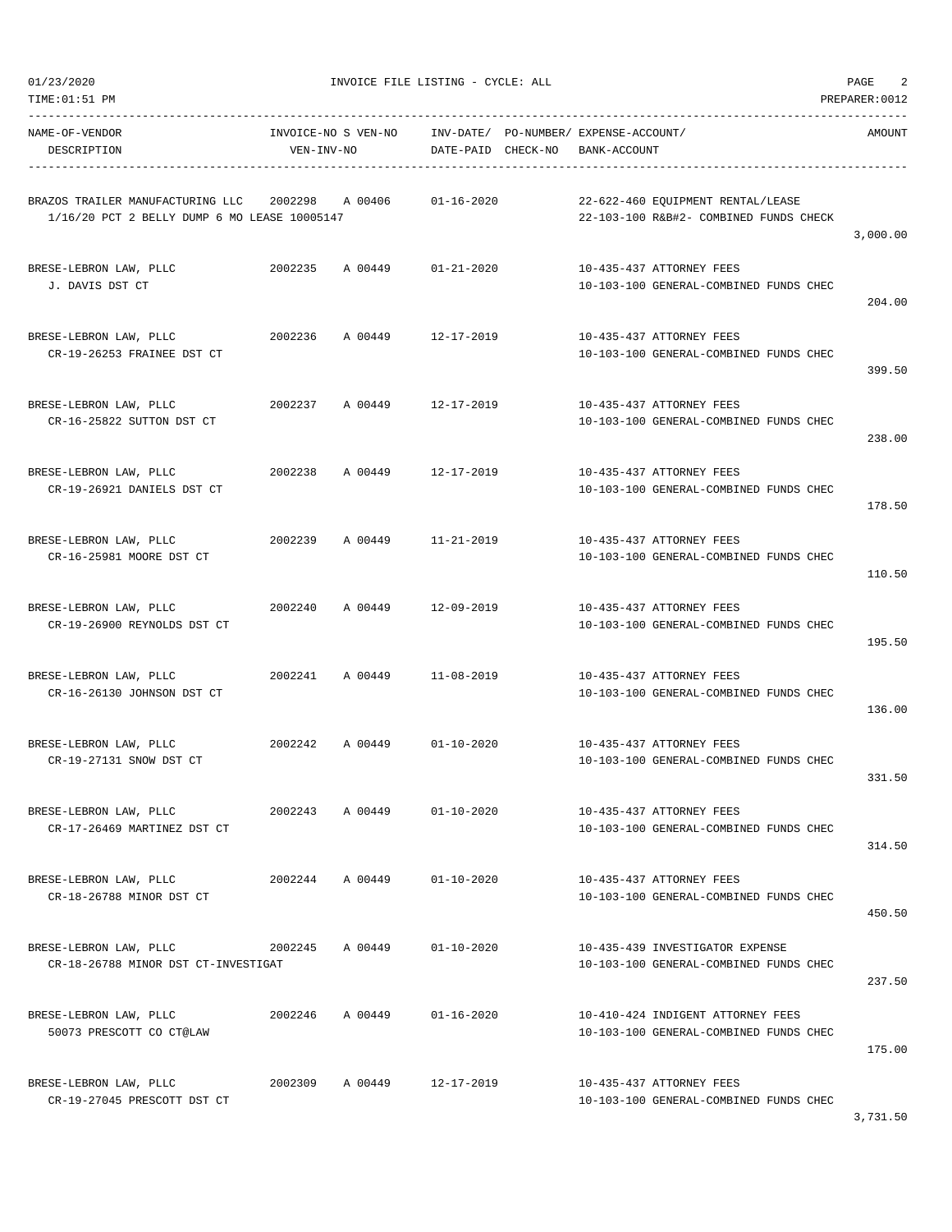01/23/2020 INVOICE FILE LISTING - CYCLE: ALL

TIME:01:51 PM PREPARER:0012

| NAME-OF-VENDOR / DESCRIPTION | INVOICE-NO | S | VEN-NO / VEN-INV-NO | INV-DATE/ DATE-PAID | PO-NUMBER/ CHECK-NO | EXPENSE-ACCOUNT/ BANK-ACCOUNT | AMOUNT |
|---|---|---|---|---|---|---|---|
| BRAZOS TRAILER MANUFACTURING LLC<br>1/16/20 PCT 2 BELLY DUMP 6 MO LEASE 10005147 | 2002298 | A | 00406 | 01-16-2020 | | 22-622-460 EQUIPMENT RENTAL/LEASE<br>22-103-100 R&B#2- COMBINED FUNDS CHECK | 3,000.00 |
| BRESE-LEBRON LAW, PLLC<br>J. DAVIS DST CT | 2002235 | A | 00449 | 01-21-2020 | | 10-435-437 ATTORNEY FEES<br>10-103-100 GENERAL-COMBINED FUNDS CHEC | 204.00 |
| BRESE-LEBRON LAW, PLLC<br>CR-19-26253 FRAINEE DST CT | 2002236 | A | 00449 | 12-17-2019 | | 10-435-437 ATTORNEY FEES<br>10-103-100 GENERAL-COMBINED FUNDS CHEC | 399.50 |
| BRESE-LEBRON LAW, PLLC<br>CR-16-25822 SUTTON DST CT | 2002237 | A | 00449 | 12-17-2019 | | 10-435-437 ATTORNEY FEES<br>10-103-100 GENERAL-COMBINED FUNDS CHEC | 238.00 |
| BRESE-LEBRON LAW, PLLC<br>CR-19-26921 DANIELS DST CT | 2002238 | A | 00449 | 12-17-2019 | | 10-435-437 ATTORNEY FEES<br>10-103-100 GENERAL-COMBINED FUNDS CHEC | 178.50 |
| BRESE-LEBRON LAW, PLLC<br>CR-16-25981 MOORE DST CT | 2002239 | A | 00449 | 11-21-2019 | | 10-435-437 ATTORNEY FEES<br>10-103-100 GENERAL-COMBINED FUNDS CHEC | 110.50 |
| BRESE-LEBRON LAW, PLLC<br>CR-19-26900 REYNOLDS DST CT | 2002240 | A | 00449 | 12-09-2019 | | 10-435-437 ATTORNEY FEES<br>10-103-100 GENERAL-COMBINED FUNDS CHEC | 195.50 |
| BRESE-LEBRON LAW, PLLC<br>CR-16-26130 JOHNSON DST CT | 2002241 | A | 00449 | 11-08-2019 | | 10-435-437 ATTORNEY FEES<br>10-103-100 GENERAL-COMBINED FUNDS CHEC | 136.00 |
| BRESE-LEBRON LAW, PLLC<br>CR-19-27131 SNOW DST CT | 2002242 | A | 00449 | 01-10-2020 | | 10-435-437 ATTORNEY FEES<br>10-103-100 GENERAL-COMBINED FUNDS CHEC | 331.50 |
| BRESE-LEBRON LAW, PLLC<br>CR-17-26469 MARTINEZ DST CT | 2002243 | A | 00449 | 01-10-2020 | | 10-435-437 ATTORNEY FEES<br>10-103-100 GENERAL-COMBINED FUNDS CHEC | 314.50 |
| BRESE-LEBRON LAW, PLLC<br>CR-18-26788 MINOR DST CT | 2002244 | A | 00449 | 01-10-2020 | | 10-435-437 ATTORNEY FEES<br>10-103-100 GENERAL-COMBINED FUNDS CHEC | 450.50 |
| BRESE-LEBRON LAW, PLLC<br>CR-18-26788 MINOR DST CT-INVESTIGAT | 2002245 | A | 00449 | 01-10-2020 | | 10-435-439 INVESTIGATOR EXPENSE<br>10-103-100 GENERAL-COMBINED FUNDS CHEC | 237.50 |
| BRESE-LEBRON LAW, PLLC<br>50073 PRESCOTT CO CT@LAW | 2002246 | A | 00449 | 01-16-2020 | | 10-410-424 INDIGENT ATTORNEY FEES<br>10-103-100 GENERAL-COMBINED FUNDS CHEC | 175.00 |
| BRESE-LEBRON LAW, PLLC<br>CR-19-27045 PRESCOTT DST CT | 2002309 | A | 00449 | 12-17-2019 | | 10-435-437 ATTORNEY FEES<br>10-103-100 GENERAL-COMBINED FUNDS CHEC | 3,731.50 |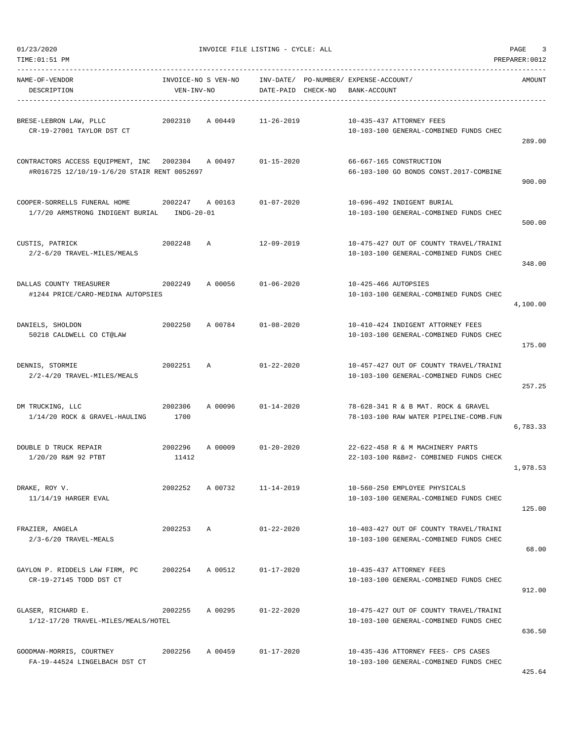| NAME-OF-VENDOR DESCRIPTION | INVOICE-NO S VEN-NO VEN-INV-NO | INV-DATE/ DATE-PAID | PO-NUMBER/ CHECK-NO | EXPENSE-ACCOUNT/ BANK-ACCOUNT | AMOUNT |
|---|---|---|---|---|---|
| BRESE-LEBRON LAW, PLLC<br>CR-19-27001 TAYLOR DST CT | 2002310 A 00449 | 11-26-2019 | | 10-435-437 ATTORNEY FEES<br>10-103-100 GENERAL-COMBINED FUNDS CHEC | 289.00 |
| CONTRACTORS ACCESS EQUIPMENT, INC<br>#R016725 12/10/19-1/6/20 STAIR RENT 0052697 | 2002304 A 00497 | 01-15-2020 | | 66-667-165 CONSTRUCTION<br>66-103-100 GO BONDS CONST.2017-COMBINE | 900.00 |
| COOPER-SORRELLS FUNERAL HOME<br>1/7/20 ARMSTRONG INDIGENT BURIAL | 2002247 A 00163<br>INDG-20-01 | 01-07-2020 | | 10-696-492 INDIGENT BURIAL<br>10-103-100 GENERAL-COMBINED FUNDS CHEC | 500.00 |
| CUSTIS, PATRICK<br>2/2-6/20 TRAVEL-MILES/MEALS | 2002248 A | 12-09-2019 | | 10-475-427 OUT OF COUNTY TRAVEL/TRAINI<br>10-103-100 GENERAL-COMBINED FUNDS CHEC | 348.00 |
| DALLAS COUNTY TREASURER<br>#1244 PRICE/CARO-MEDINA AUTOPSIES | 2002249 A 00056 | 01-06-2020 | | 10-425-466 AUTOPSIES<br>10-103-100 GENERAL-COMBINED FUNDS CHEC | 4,100.00 |
| DANIELS, SHOLDON<br>50218 CALDWELL CO CT@LAW | 2002250 A 00784 | 01-08-2020 | | 10-410-424 INDIGENT ATTORNEY FEES<br>10-103-100 GENERAL-COMBINED FUNDS CHEC | 175.00 |
| DENNIS, STORMIE<br>2/2-4/20 TRAVEL-MILES/MEALS | 2002251 A | 01-22-2020 | | 10-457-427 OUT OF COUNTY TRAVEL/TRAINI<br>10-103-100 GENERAL-COMBINED FUNDS CHEC | 257.25 |
| DM TRUCKING, LLC<br>1/14/20 ROCK & GRAVEL-HAULING | 2002306 A 00096<br>1700 | 01-14-2020 | | 78-628-341 R & B MAT. ROCK & GRAVEL<br>78-103-100 RAW WATER PIPELINE-COMB.FUN | 6,783.33 |
| DOUBLE D TRUCK REPAIR<br>1/20/20 R&M 92 PTBT | 2002296 A 00009<br>11412 | 01-20-2020 | | 22-622-458 R & M MACHINERY PARTS<br>22-103-100 R&B#2- COMBINED FUNDS CHECK | 1,978.53 |
| DRAKE, ROY V.<br>11/14/19 HARGER EVAL | 2002252 A 00732 | 11-14-2019 | | 10-560-250 EMPLOYEE PHYSICALS<br>10-103-100 GENERAL-COMBINED FUNDS CHEC | 125.00 |
| FRAZIER, ANGELA<br>2/3-6/20 TRAVEL-MEALS | 2002253 A | 01-22-2020 | | 10-403-427 OUT OF COUNTY TRAVEL/TRAINI<br>10-103-100 GENERAL-COMBINED FUNDS CHEC | 68.00 |
| GAYLON P. RIDDELS LAW FIRM, PC<br>CR-19-27145 TODD DST CT | 2002254 A 00512 | 01-17-2020 | | 10-435-437 ATTORNEY FEES<br>10-103-100 GENERAL-COMBINED FUNDS CHEC | 912.00 |
| GLASER, RICHARD E.<br>1/12-17/20 TRAVEL-MILES/MEALS/HOTEL | 2002255 A 00295 | 01-22-2020 | | 10-475-427 OUT OF COUNTY TRAVEL/TRAINI<br>10-103-100 GENERAL-COMBINED FUNDS CHEC | 636.50 |
| GOODMAN-MORRIS, COURTNEY<br>FA-19-44524 LINGELBACH DST CT | 2002256 A 00459 | 01-17-2020 | | 10-435-436 ATTORNEY FEES- CPS CASES<br>10-103-100 GENERAL-COMBINED FUNDS CHEC | 425.64 |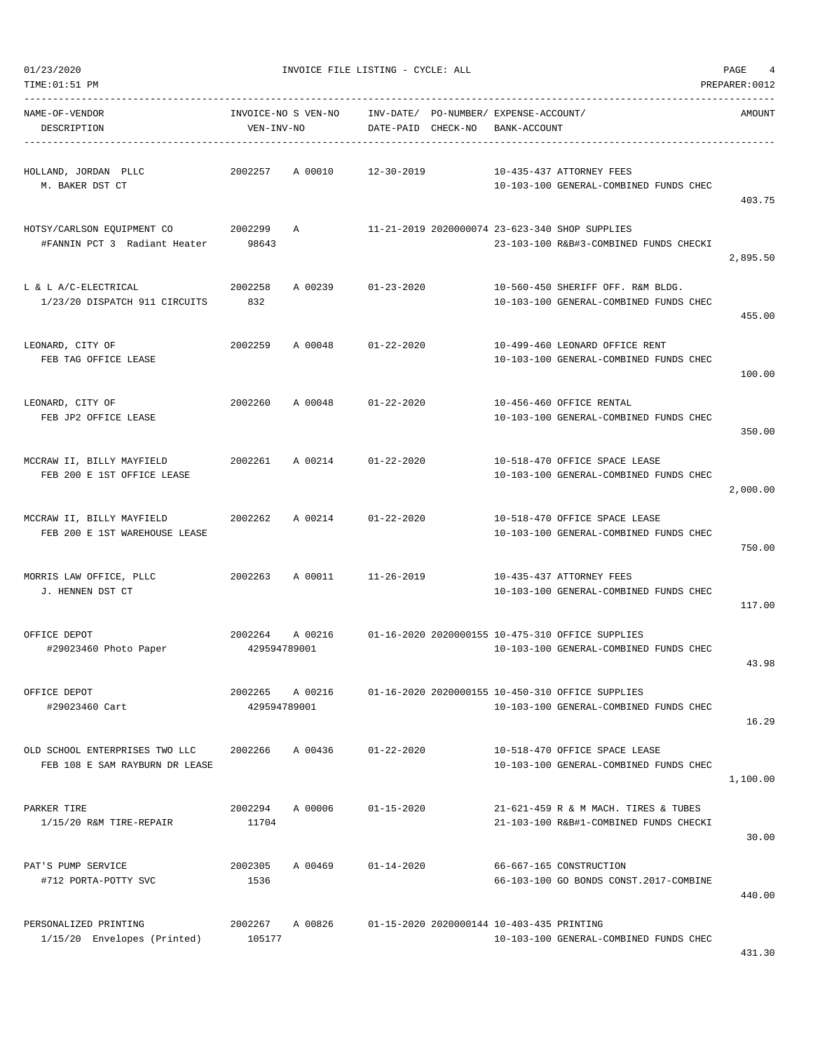| NAME-OF-VENDOR DESCRIPTION | INVOICE-NO S VEN-NO VEN-INV-NO | INV-DATE/ DATE-PAID | PO-NUMBER/ CHECK-NO | EXPENSE-ACCOUNT/ BANK-ACCOUNT | AMOUNT |
|---|---|---|---|---|---|
| HOLLAND, JORDAN PLLC<br>M. BAKER DST CT | 2002257 A 00010 | 12-30-2019 | | 10-435-437 ATTORNEY FEES<br>10-103-100 GENERAL-COMBINED FUNDS CHEC | 403.75 |
| HOTSY/CARLSON EQUIPMENT CO<br>#FANNIN PCT 3 Radiant Heater | 2002299 A<br>98643 | 11-21-2019 | 2020000074 | 23-623-340 SHOP SUPPLIES<br>23-103-100 R&B#3-COMBINED FUNDS CHECKI | 2,895.50 |
| L & L A/C-ELECTRICAL<br>1/23/20 DISPATCH 911 CIRCUITS | 2002258 A 00239<br>832 | 01-23-2020 | | 10-560-450 SHERIFF OFF. R&M BLDG.<br>10-103-100 GENERAL-COMBINED FUNDS CHEC | 455.00 |
| LEONARD, CITY OF<br>FEB TAG OFFICE LEASE | 2002259 A 00048 | 01-22-2020 | | 10-499-460 LEONARD OFFICE RENT<br>10-103-100 GENERAL-COMBINED FUNDS CHEC | 100.00 |
| LEONARD, CITY OF<br>FEB JP2 OFFICE LEASE | 2002260 A 00048 | 01-22-2020 | | 10-456-460 OFFICE RENTAL<br>10-103-100 GENERAL-COMBINED FUNDS CHEC | 350.00 |
| MCCRAW II, BILLY MAYFIELD<br>FEB 200 E 1ST OFFICE LEASE | 2002261 A 00214 | 01-22-2020 | | 10-518-470 OFFICE SPACE LEASE<br>10-103-100 GENERAL-COMBINED FUNDS CHEC | 2,000.00 |
| MCCRAW II, BILLY MAYFIELD<br>FEB 200 E 1ST WAREHOUSE LEASE | 2002262 A 00214 | 01-22-2020 | | 10-518-470 OFFICE SPACE LEASE<br>10-103-100 GENERAL-COMBINED FUNDS CHEC | 750.00 |
| MORRIS LAW OFFICE, PLLC<br>J. HENNEN DST CT | 2002263 A 00011 | 11-26-2019 | | 10-435-437 ATTORNEY FEES<br>10-103-100 GENERAL-COMBINED FUNDS CHEC | 117.00 |
| OFFICE DEPOT<br>#29023460 Photo Paper | 2002264 A 00216<br>429594789001 | 01-16-2020 | 2020000155 | 10-475-310 OFFICE SUPPLIES<br>10-103-100 GENERAL-COMBINED FUNDS CHEC | 43.98 |
| OFFICE DEPOT<br>#29023460 Cart | 2002265 A 00216<br>429594789001 | 01-16-2020 | 2020000155 | 10-450-310 OFFICE SUPPLIES<br>10-103-100 GENERAL-COMBINED FUNDS CHEC | 16.29 |
| OLD SCHOOL ENTERPRISES TWO LLC<br>FEB 108 E SAM RAYBURN DR LEASE | 2002266 A 00436 | 01-22-2020 | | 10-518-470 OFFICE SPACE LEASE<br>10-103-100 GENERAL-COMBINED FUNDS CHEC | 1,100.00 |
| PARKER TIRE<br>1/15/20 R&M TIRE-REPAIR | 2002294 A 00006<br>11704 | 01-15-2020 | | 21-621-459 R & M MACH. TIRES & TUBES<br>21-103-100 R&B#1-COMBINED FUNDS CHECKI | 30.00 |
| PAT'S PUMP SERVICE<br>#712 PORTA-POTTY SVC | 2002305 A 00469<br>1536 | 01-14-2020 | | 66-667-165 CONSTRUCTION<br>66-103-100 GO BONDS CONST.2017-COMBINE | 440.00 |
| PERSONALIZED PRINTING<br>1/15/20 Envelopes (Printed) | 2002267 A 00826<br>105177 | 01-15-2020 | 2020000144 | 10-403-435 PRINTING<br>10-103-100 GENERAL-COMBINED FUNDS CHEC | 431.30 |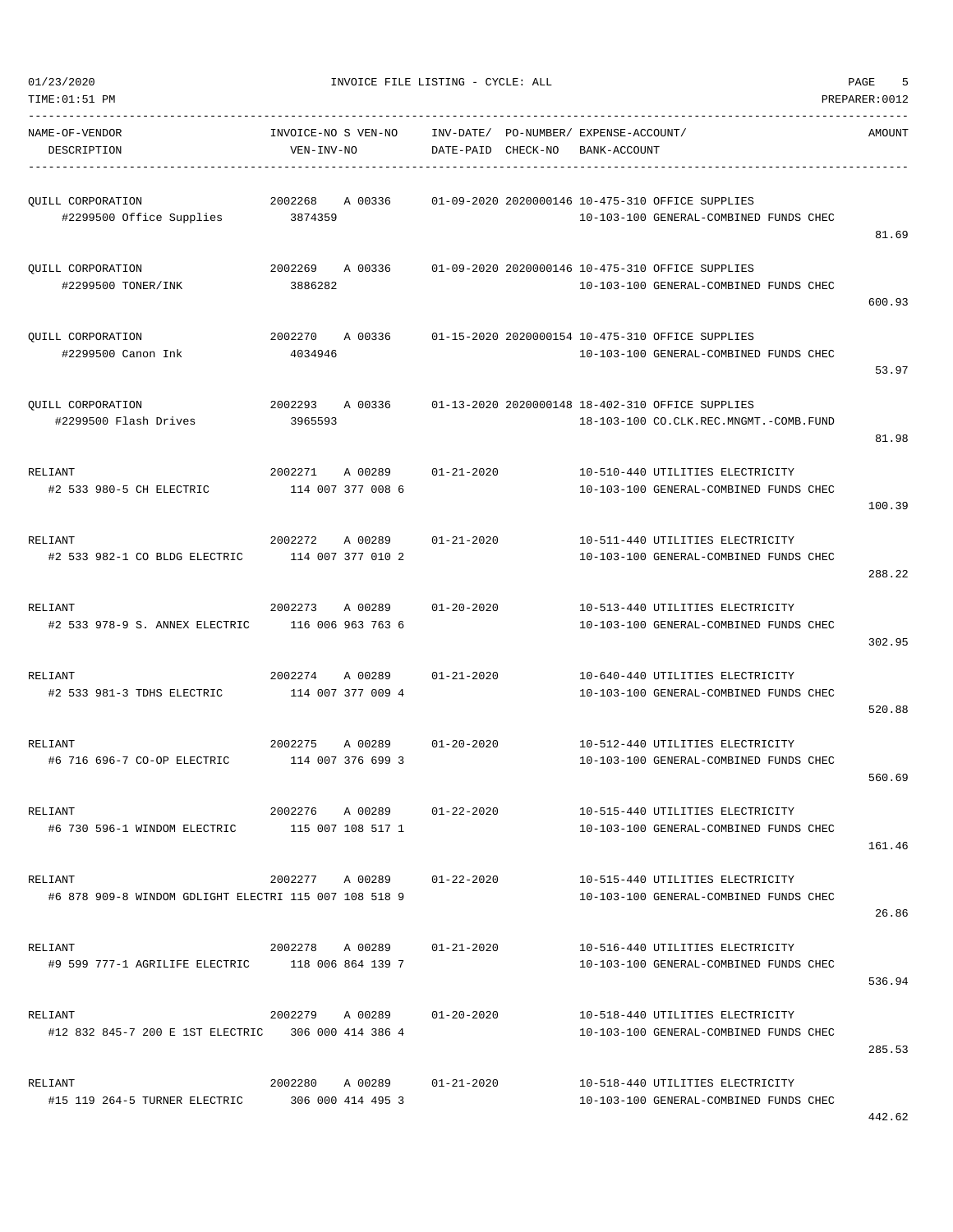01/23/2020 INVOICE FILE LISTING - CYCLE: ALL PAGE 5
TIME:01:51 PM PREPARER:0012

| NAME-OF-VENDOR / DESCRIPTION | INVOICE-NO / VEN-INV-NO | S | VEN-NO | INV-DATE/ DATE-PAID | PO-NUMBER/ CHECK-NO | EXPENSE-ACCOUNT/ BANK-ACCOUNT | AMOUNT |
|---|---|---|---|---|---|---|---|
| QUILL CORPORATION<br>#2299500 Office Supplies | 2002268<br>3874359 | A | 00336 | 01-09-2020 | 2020000146 | 10-475-310 OFFICE SUPPLIES<br>10-103-100 GENERAL-COMBINED FUNDS CHEC | 81.69 |
| QUILL CORPORATION<br>#2299500 TONER/INK | 2002269<br>3886282 | A | 00336 | 01-09-2020 | 2020000146 | 10-475-310 OFFICE SUPPLIES<br>10-103-100 GENERAL-COMBINED FUNDS CHEC | 600.93 |
| QUILL CORPORATION<br>#2299500 Canon Ink | 2002270<br>4034946 | A | 00336 | 01-15-2020 | 2020000154 | 10-475-310 OFFICE SUPPLIES<br>10-103-100 GENERAL-COMBINED FUNDS CHEC | 53.97 |
| QUILL CORPORATION<br>#2299500 Flash Drives | 2002293<br>3965593 | A | 00336 | 01-13-2020 | 2020000148 | 18-402-310 OFFICE SUPPLIES<br>18-103-100 CO.CLK.REC.MNGMT.-COMB.FUND | 81.98 |
| RELIANT<br>#2 533 980-5 CH ELECTRIC | 2002271<br>114 007 377 008 6 | A | 00289 | 01-21-2020 | | 10-510-440 UTILITIES ELECTRICITY<br>10-103-100 GENERAL-COMBINED FUNDS CHEC | 100.39 |
| RELIANT<br>#2 533 982-1 CO BLDG ELECTRIC | 2002272<br>114 007 377 010 2 | A | 00289 | 01-21-2020 | | 10-511-440 UTILITIES ELECTRICITY<br>10-103-100 GENERAL-COMBINED FUNDS CHEC | 288.22 |
| RELIANT<br>#2 533 978-9 S. ANNEX ELECTRIC | 2002273<br>116 006 963 763 6 | A | 00289 | 01-20-2020 | | 10-513-440 UTILITIES ELECTRICITY<br>10-103-100 GENERAL-COMBINED FUNDS CHEC | 302.95 |
| RELIANT<br>#2 533 981-3 TDHS ELECTRIC | 2002274<br>114 007 377 009 4 | A | 00289 | 01-21-2020 | | 10-640-440 UTILITIES ELECTRICITY<br>10-103-100 GENERAL-COMBINED FUNDS CHEC | 520.88 |
| RELIANT<br>#6 716 696-7 CO-OP ELECTRIC | 2002275<br>114 007 376 699 3 | A | 00289 | 01-20-2020 | | 10-512-440 UTILITIES ELECTRICITY<br>10-103-100 GENERAL-COMBINED FUNDS CHEC | 560.69 |
| RELIANT<br>#6 730 596-1 WINDOM ELECTRIC | 2002276<br>115 007 108 517 1 | A | 00289 | 01-22-2020 | | 10-515-440 UTILITIES ELECTRICITY<br>10-103-100 GENERAL-COMBINED FUNDS CHEC | 161.46 |
| RELIANT<br>#6 878 909-8 WINDOM GDLIGHT ELECTRI | 2002277<br>115 007 108 518 9 | A | 00289 | 01-22-2020 | | 10-515-440 UTILITIES ELECTRICITY<br>10-103-100 GENERAL-COMBINED FUNDS CHEC | 26.86 |
| RELIANT<br>#9 599 777-1 AGRILIFE ELECTRIC | 2002278<br>118 006 864 139 7 | A | 00289 | 01-21-2020 | | 10-516-440 UTILITIES ELECTRICITY<br>10-103-100 GENERAL-COMBINED FUNDS CHEC | 536.94 |
| RELIANT<br>#12 832 845-7 200 E 1ST ELECTRIC | 2002279<br>306 000 414 386 4 | A | 00289 | 01-20-2020 | | 10-518-440 UTILITIES ELECTRICITY<br>10-103-100 GENERAL-COMBINED FUNDS CHEC | 285.53 |
| RELIANT<br>#15 119 264-5 TURNER ELECTRIC | 2002280<br>306 000 414 495 3 | A | 00289 | 01-21-2020 | | 10-518-440 UTILITIES ELECTRICITY<br>10-103-100 GENERAL-COMBINED FUNDS CHEC | 442.62 |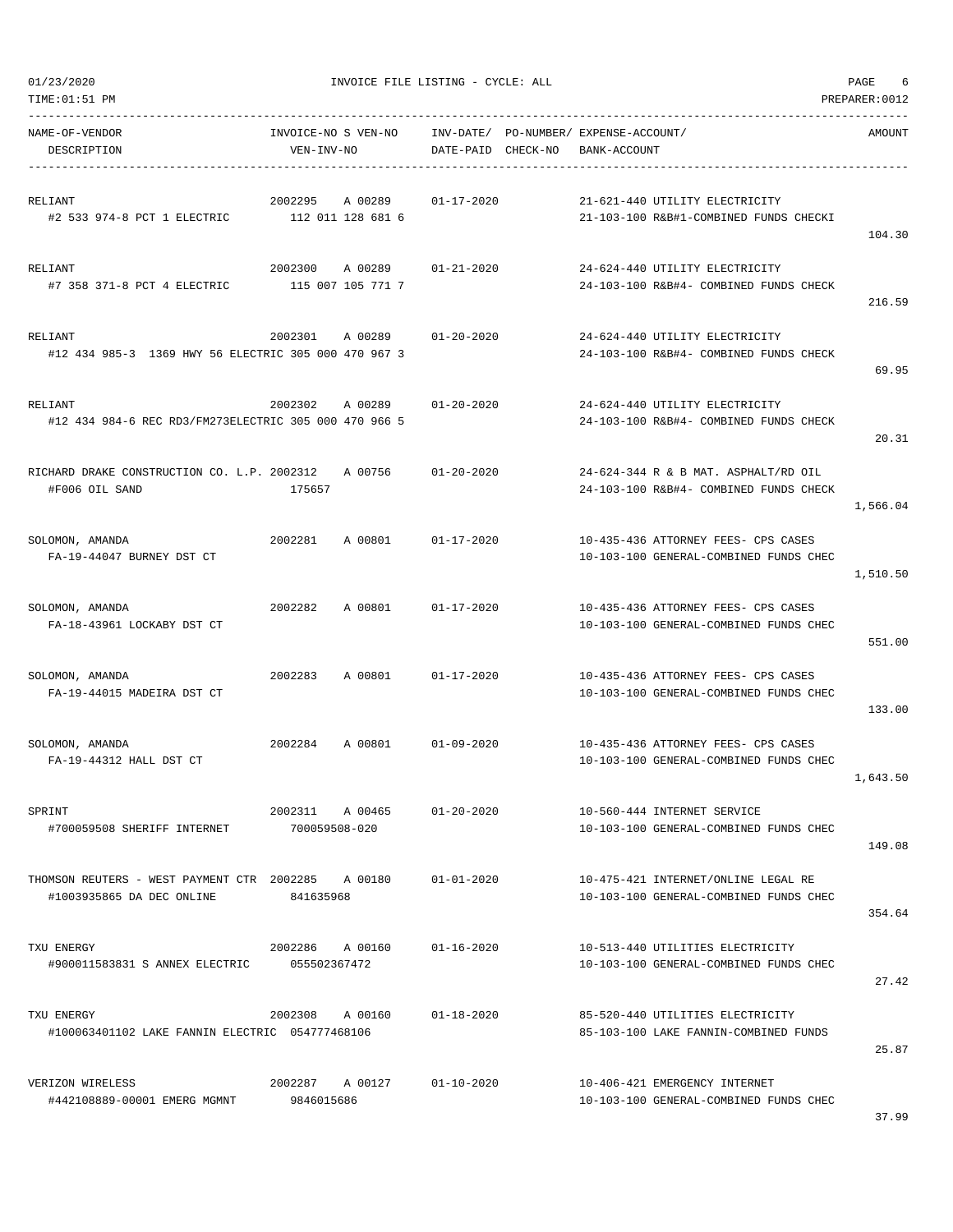INVOICE FILE LISTING - CYCLE: ALL

| NAME-OF-VENDOR<br>DESCRIPTION | INVOICE-NO S VEN-NO<br>VEN-INV-NO | INV-DATE/<br>DATE-PAID | PO-NUMBER/<br>CHECK-NO | EXPENSE-ACCOUNT/<br>BANK-ACCOUNT | AMOUNT |
|---|---|---|---|---|---|
| RELIANT<br>#2 533 974-8 PCT 1 ELECTRIC | 2002295 A 00289<br>112 011 128 681 6 | 01-17-2020 | | 21-621-440 UTILITY ELECTRICITY<br>21-103-100 R&B#1-COMBINED FUNDS CHECKI | 104.30 |
| RELIANT<br>#7 358 371-8 PCT 4 ELECTRIC | 2002300 A 00289<br>115 007 105 771 7 | 01-21-2020 | | 24-624-440 UTILITY ELECTRICITY<br>24-103-100 R&B#4- COMBINED FUNDS CHECK | 216.59 |
| RELIANT<br>#12 434 985-3 1369 HWY 56 ELECTRIC | 2002301 A 00289<br>305 000 470 967 3 | 01-20-2020 | | 24-624-440 UTILITY ELECTRICITY<br>24-103-100 R&B#4- COMBINED FUNDS CHECK | 69.95 |
| RELIANT<br>#12 434 984-6 REC RD3/FM273ELECTRIC | 2002302 A 00289<br>305 000 470 966 5 | 01-20-2020 | | 24-624-440 UTILITY ELECTRICITY<br>24-103-100 R&B#4- COMBINED FUNDS CHECK | 20.31 |
| RICHARD DRAKE CONSTRUCTION CO. L.P.<br>#F006 OIL SAND | 2002312 A 00756<br>175657 | 01-20-2020 | | 24-624-344 R & B MAT. ASPHALT/RD OIL<br>24-103-100 R&B#4- COMBINED FUNDS CHECK | 1,566.04 |
| SOLOMON, AMANDA<br>FA-19-44047 BURNEY DST CT | 2002281 A 00801 | 01-17-2020 | | 10-435-436 ATTORNEY FEES- CPS CASES<br>10-103-100 GENERAL-COMBINED FUNDS CHEC | 1,510.50 |
| SOLOMON, AMANDA<br>FA-18-43961 LOCKABY DST CT | 2002282 A 00801 | 01-17-2020 | | 10-435-436 ATTORNEY FEES- CPS CASES<br>10-103-100 GENERAL-COMBINED FUNDS CHEC | 551.00 |
| SOLOMON, AMANDA<br>FA-19-44015 MADEIRA DST CT | 2002283 A 00801 | 01-17-2020 | | 10-435-436 ATTORNEY FEES- CPS CASES<br>10-103-100 GENERAL-COMBINED FUNDS CHEC | 133.00 |
| SOLOMON, AMANDA<br>FA-19-44312 HALL DST CT | 2002284 A 00801 | 01-09-2020 | | 10-435-436 ATTORNEY FEES- CPS CASES<br>10-103-100 GENERAL-COMBINED FUNDS CHEC | 1,643.50 |
| SPRINT<br>#700059508 SHERIFF INTERNET | 2002311 A 00465<br>700059508-020 | 01-20-2020 | | 10-560-444 INTERNET SERVICE<br>10-103-100 GENERAL-COMBINED FUNDS CHEC | 149.08 |
| THOMSON REUTERS - WEST PAYMENT CTR<br>#1003935865 DA DEC ONLINE | 2002285 A 00180<br>841635968 | 01-01-2020 | | 10-475-421 INTERNET/ONLINE LEGAL RE<br>10-103-100 GENERAL-COMBINED FUNDS CHEC | 354.64 |
| TXU ENERGY<br>#900011583831 S ANNEX ELECTRIC | 2002286 A 00160<br>055502367472 | 01-16-2020 | | 10-513-440 UTILITIES ELECTRICITY<br>10-103-100 GENERAL-COMBINED FUNDS CHEC | 27.42 |
| TXU ENERGY<br>#100063401102 LAKE FANNIN ELECTRIC | 2002308 A 00160<br>054777468106 | 01-18-2020 | | 85-520-440 UTILITIES ELECTRICITY<br>85-103-100 LAKE FANNIN-COMBINED FUNDS | 25.87 |
| VERIZON WIRELESS<br>#442108889-00001 EMERG MGMNT | 2002287 A 00127<br>9846015686 | 01-10-2020 | | 10-406-421 EMERGENCY INTERNET<br>10-103-100 GENERAL-COMBINED FUNDS CHEC | 37.99 |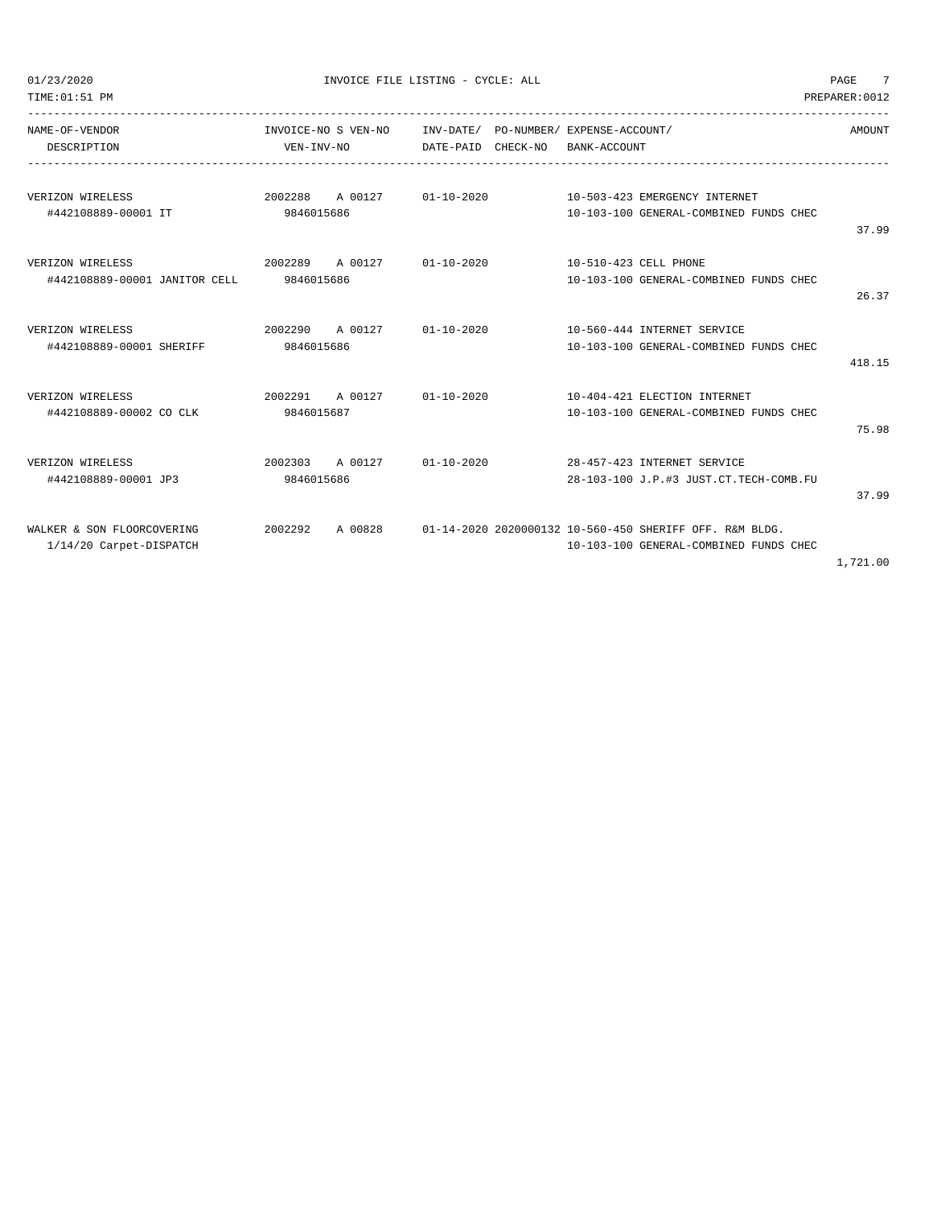| NAME-OF-VENDOR DESCRIPTION | INVOICE-NO S VEN-NO VEN-INV-NO | INV-DATE/ DATE-PAID | PO-NUMBER/ CHECK-NO | EXPENSE-ACCOUNT/ BANK-ACCOUNT | AMOUNT |
|---|---|---|---|---|---|
| VERIZON WIRELESS #442108889-00001 IT | 2002288 A 00127 9846015686 | 01-10-2020 | | 10-503-423 EMERGENCY INTERNET 10-103-100 GENERAL-COMBINED FUNDS CHEC | 37.99 |
| VERIZON WIRELESS #442108889-00001 JANITOR CELL | 2002289 A 00127 9846015686 | 01-10-2020 | | 10-510-423 CELL PHONE 10-103-100 GENERAL-COMBINED FUNDS CHEC | 26.37 |
| VERIZON WIRELESS #442108889-00001 SHERIFF | 2002290 A 00127 9846015686 | 01-10-2020 | | 10-560-444 INTERNET SERVICE 10-103-100 GENERAL-COMBINED FUNDS CHEC | 418.15 |
| VERIZON WIRELESS #442108889-00002 CO CLK | 2002291 A 00127 9846015687 | 01-10-2020 | | 10-404-421 ELECTION INTERNET 10-103-100 GENERAL-COMBINED FUNDS CHEC | 75.98 |
| VERIZON WIRELESS #442108889-00001 JP3 | 2002303 A 00127 9846015686 | 01-10-2020 | | 28-457-423 INTERNET SERVICE 28-103-100 J.P.#3 JUST.CT.TECH-COMB.FU | 37.99 |
| WALKER & SON FLOORCOVERING 1/14/20 Carpet-DISPATCH | 2002292 A 00828 | 01-14-2020 | 2020000132 | 10-560-450 SHERIFF OFF. R&M BLDG. 10-103-100 GENERAL-COMBINED FUNDS CHEC | 1,721.00 |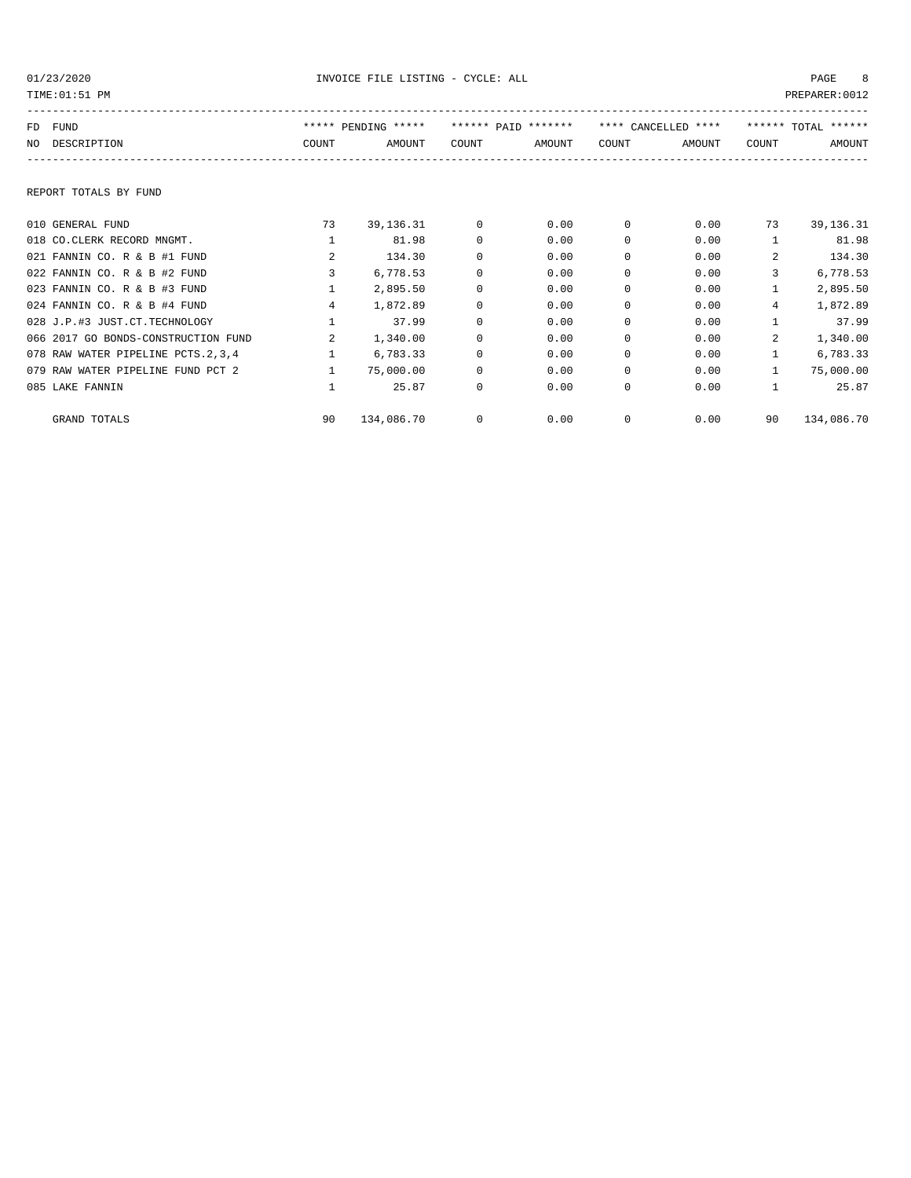01/23/2020 INVOICE FILE LISTING - CYCLE: ALL

TIME:01:51 PM PREPARER:0012

| FD NO | FUND DESCRIPTION | ***** PENDING ***** COUNT | AMOUNT | ****** PAID ******* COUNT | AMOUNT | **** CANCELLED **** COUNT | AMOUNT | ****** TOTAL ****** COUNT | AMOUNT |
|---|---|---|---|---|---|---|---|---|---|

REPORT TOTALS BY FUND

| FD NO | FUND DESCRIPTION | PENDING COUNT | PENDING AMOUNT | PAID COUNT | PAID AMOUNT | CANCELLED COUNT | CANCELLED AMOUNT | TOTAL COUNT | TOTAL AMOUNT |
|---|---|---|---|---|---|---|---|---|---|
| 010 | GENERAL FUND | 73 | 39,136.31 | 0 | 0.00 | 0 | 0.00 | 73 | 39,136.31 |
| 018 | CO.CLERK RECORD MNGMT. | 1 | 81.98 | 0 | 0.00 | 0 | 0.00 | 1 | 81.98 |
| 021 | FANNIN CO. R & B #1 FUND | 2 | 134.30 | 0 | 0.00 | 0 | 0.00 | 2 | 134.30 |
| 022 | FANNIN CO. R & B #2 FUND | 3 | 6,778.53 | 0 | 0.00 | 0 | 0.00 | 3 | 6,778.53 |
| 023 | FANNIN CO. R & B #3 FUND | 1 | 2,895.50 | 0 | 0.00 | 0 | 0.00 | 1 | 2,895.50 |
| 024 | FANNIN CO. R & B #4 FUND | 4 | 1,872.89 | 0 | 0.00 | 0 | 0.00 | 4 | 1,872.89 |
| 028 | J.P.#3 JUST.CT.TECHNOLOGY | 1 | 37.99 | 0 | 0.00 | 0 | 0.00 | 1 | 37.99 |
| 066 | 2017 GO BONDS-CONSTRUCTION FUND | 2 | 1,340.00 | 0 | 0.00 | 0 | 0.00 | 2 | 1,340.00 |
| 078 | RAW WATER PIPELINE PCTS.2,3,4 | 1 | 6,783.33 | 0 | 0.00 | 0 | 0.00 | 1 | 6,783.33 |
| 079 | RAW WATER PIPELINE FUND PCT 2 | 1 | 75,000.00 | 0 | 0.00 | 0 | 0.00 | 1 | 75,000.00 |
| 085 | LAKE FANNIN | 1 | 25.87 | 0 | 0.00 | 0 | 0.00 | 1 | 25.87 |
| | GRAND TOTALS | 90 | 134,086.70 | 0 | 0.00 | 0 | 0.00 | 90 | 134,086.70 |